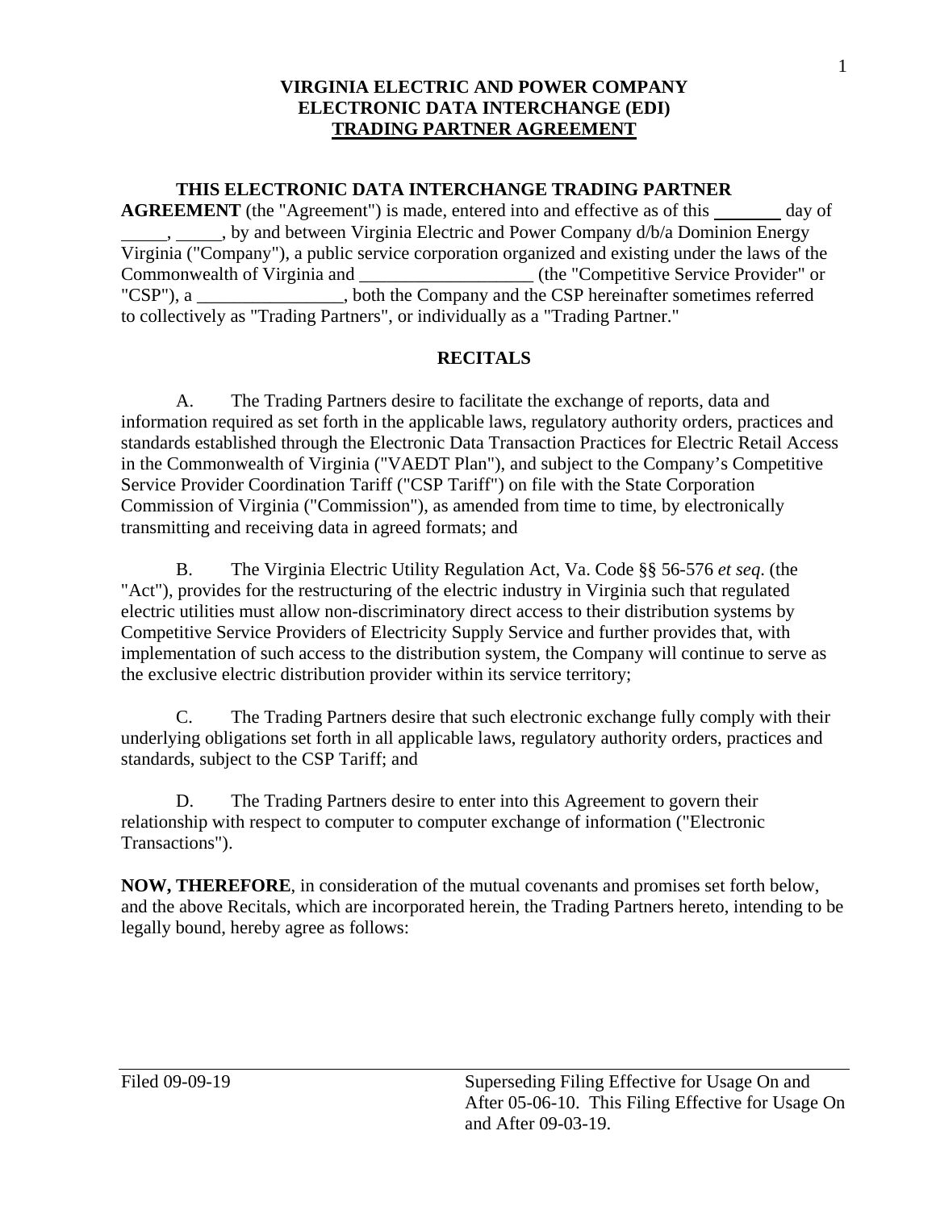# VIRGINIA ELECTRIC AND POWER COMPANY
# ELECTRONIC DATA INTERCHANGE (EDI)
# TRADING PARTNER AGREEMENT

**THIS ELECTRONIC DATA INTERCHANGE TRADING PARTNER AGREEMENT** (the "Agreement") is made, entered into and effective as of this ________ day of _____, _____, by and between Virginia Electric and Power Company d/b/a Dominion Energy Virginia ("Company"), a public service corporation organized and existing under the laws of the Commonwealth of Virginia and ___________________ (the "Competitive Service Provider" or "CSP"), a ________________, both the Company and the CSP hereinafter sometimes referred to collectively as "Trading Partners", or individually as a "Trading Partner."

## RECITALS

A. The Trading Partners desire to facilitate the exchange of reports, data and information required as set forth in the applicable laws, regulatory authority orders, practices and standards established through the Electronic Data Transaction Practices for Electric Retail Access in the Commonwealth of Virginia ("VAEDT Plan"), and subject to the Company's Competitive Service Provider Coordination Tariff ("CSP Tariff") on file with the State Corporation Commission of Virginia ("Commission"), as amended from time to time, by electronically transmitting and receiving data in agreed formats; and

B. The Virginia Electric Utility Regulation Act, Va. Code §§ 56-576 *et seq*. (the "Act"), provides for the restructuring of the electric industry in Virginia such that regulated electric utilities must allow non-discriminatory direct access to their distribution systems by Competitive Service Providers of Electricity Supply Service and further provides that, with implementation of such access to the distribution system, the Company will continue to serve as the exclusive electric distribution provider within its service territory;

C. The Trading Partners desire that such electronic exchange fully comply with their underlying obligations set forth in all applicable laws, regulatory authority orders, practices and standards, subject to the CSP Tariff; and

D. The Trading Partners desire to enter into this Agreement to govern their relationship with respect to computer to computer exchange of information ("Electronic Transactions").

**NOW, THEREFORE**, in consideration of the mutual covenants and promises set forth below, and the above Recitals, which are incorporated herein, the Trading Partners hereto, intending to be legally bound, hereby agree as follows:

Filed 09-09-19

Superseding Filing Effective for Usage On and After 05-06-10. This Filing Effective for Usage On and After 09-03-19.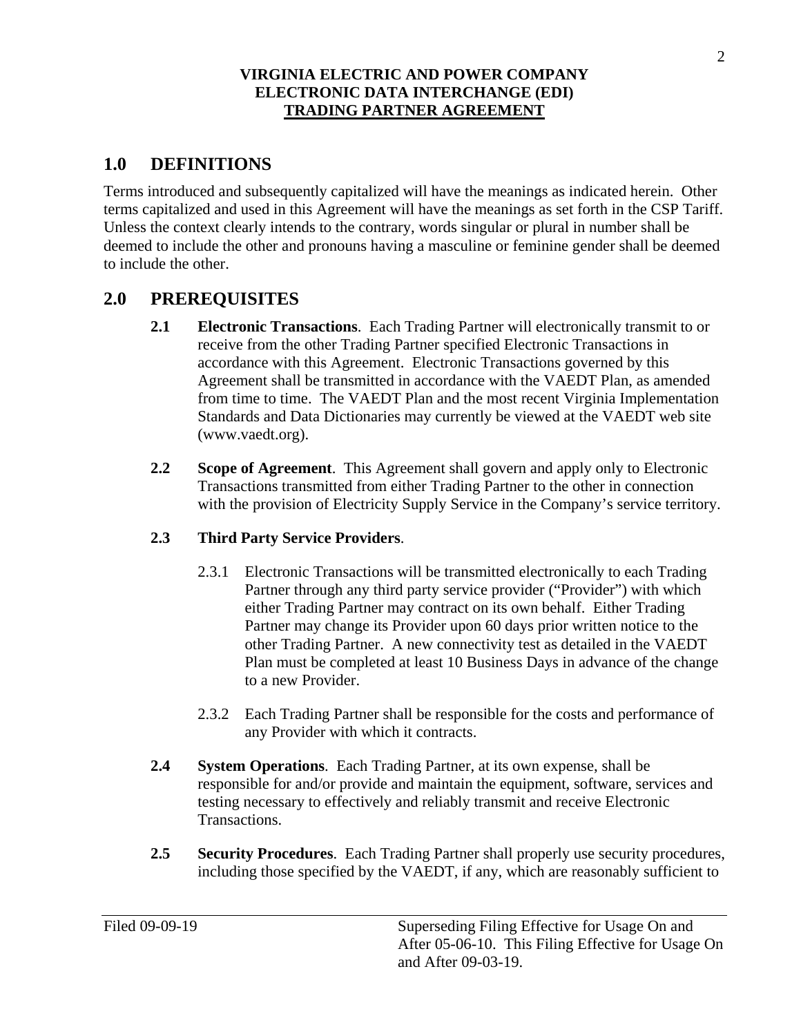**VIRGINIA ELECTRIC AND POWER COMPANY**
**ELECTRONIC DATA INTERCHANGE (EDI)**
**TRADING PARTNER AGREEMENT**

## 1.0 DEFINITIONS

Terms introduced and subsequently capitalized will have the meanings as indicated herein. Other terms capitalized and used in this Agreement will have the meanings as set forth in the CSP Tariff. Unless the context clearly intends to the contrary, words singular or plural in number shall be deemed to include the other and pronouns having a masculine or feminine gender shall be deemed to include the other.

## 2.0 PREREQUISITES

**2.1 Electronic Transactions**. Each Trading Partner will electronically transmit to or receive from the other Trading Partner specified Electronic Transactions in accordance with this Agreement. Electronic Transactions governed by this Agreement shall be transmitted in accordance with the VAEDT Plan, as amended from time to time. The VAEDT Plan and the most recent Virginia Implementation Standards and Data Dictionaries may currently be viewed at the VAEDT web site (www.vaedt.org).

**2.2 Scope of Agreement**. This Agreement shall govern and apply only to Electronic Transactions transmitted from either Trading Partner to the other in connection with the provision of Electricity Supply Service in the Company's service territory.

**2.3 Third Party Service Providers**.

2.3.1 Electronic Transactions will be transmitted electronically to each Trading Partner through any third party service provider ("Provider") with which either Trading Partner may contract on its own behalf. Either Trading Partner may change its Provider upon 60 days prior written notice to the other Trading Partner. A new connectivity test as detailed in the VAEDT Plan must be completed at least 10 Business Days in advance of the change to a new Provider.

2.3.2 Each Trading Partner shall be responsible for the costs and performance of any Provider with which it contracts.

**2.4 System Operations**. Each Trading Partner, at its own expense, shall be responsible for and/or provide and maintain the equipment, software, services and testing necessary to effectively and reliably transmit and receive Electronic Transactions.

**2.5 Security Procedures**. Each Trading Partner shall properly use security procedures, including those specified by the VAEDT, if any, which are reasonably sufficient to

Filed 09-09-19

Superseding Filing Effective for Usage On and After 05-06-10. This Filing Effective for Usage On and After 09-03-19.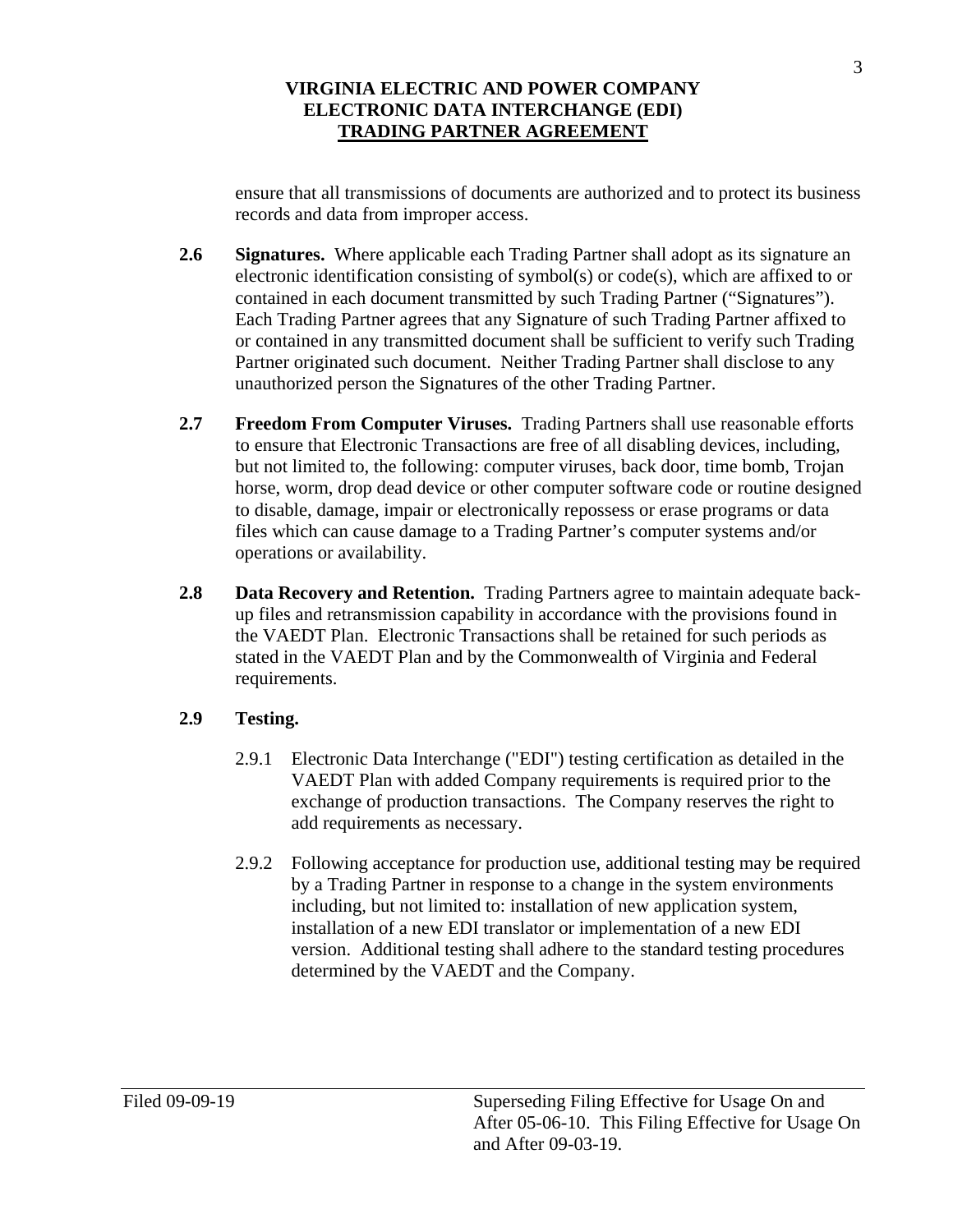ensure that all transmissions of documents are authorized and to protect its business records and data from improper access.

**2.6 Signatures.** Where applicable each Trading Partner shall adopt as its signature an electronic identification consisting of symbol(s) or code(s), which are affixed to or contained in each document transmitted by such Trading Partner ("Signatures"). Each Trading Partner agrees that any Signature of such Trading Partner affixed to or contained in any transmitted document shall be sufficient to verify such Trading Partner originated such document. Neither Trading Partner shall disclose to any unauthorized person the Signatures of the other Trading Partner.

**2.7 Freedom From Computer Viruses.** Trading Partners shall use reasonable efforts to ensure that Electronic Transactions are free of all disabling devices, including, but not limited to, the following: computer viruses, back door, time bomb, Trojan horse, worm, drop dead device or other computer software code or routine designed to disable, damage, impair or electronically repossess or erase programs or data files which can cause damage to a Trading Partner's computer systems and/or operations or availability.

**2.8 Data Recovery and Retention.** Trading Partners agree to maintain adequate back-up files and retransmission capability in accordance with the provisions found in the VAEDT Plan. Electronic Transactions shall be retained for such periods as stated in the VAEDT Plan and by the Commonwealth of Virginia and Federal requirements.

**2.9 Testing.**

2.9.1 Electronic Data Interchange ("EDI") testing certification as detailed in the VAEDT Plan with added Company requirements is required prior to the exchange of production transactions. The Company reserves the right to add requirements as necessary.

2.9.2 Following acceptance for production use, additional testing may be required by a Trading Partner in response to a change in the system environments including, but not limited to: installation of new application system, installation of a new EDI translator or implementation of a new EDI version. Additional testing shall adhere to the standard testing procedures determined by the VAEDT and the Company.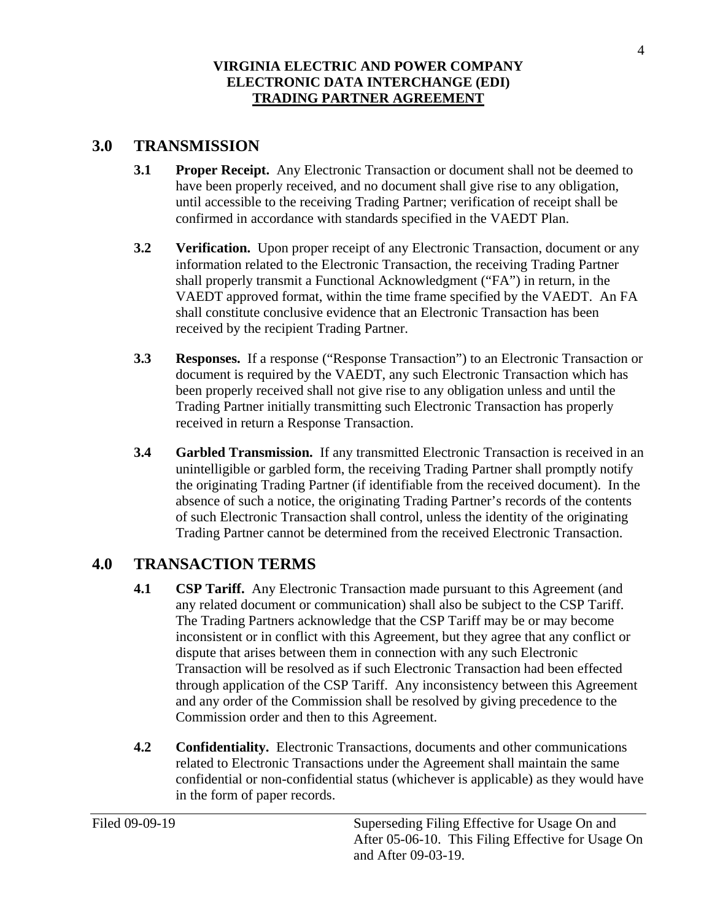## 3.0 TRANSMISSION

**3.1 Proper Receipt.** Any Electronic Transaction or document shall not be deemed to have been properly received, and no document shall give rise to any obligation, until accessible to the receiving Trading Partner; verification of receipt shall be confirmed in accordance with standards specified in the VAEDT Plan.

**3.2 Verification.** Upon proper receipt of any Electronic Transaction, document or any information related to the Electronic Transaction, the receiving Trading Partner shall properly transmit a Functional Acknowledgment ("FA") in return, in the VAEDT approved format, within the time frame specified by the VAEDT. An FA shall constitute conclusive evidence that an Electronic Transaction has been received by the recipient Trading Partner.

**3.3 Responses.** If a response ("Response Transaction") to an Electronic Transaction or document is required by the VAEDT, any such Electronic Transaction which has been properly received shall not give rise to any obligation unless and until the Trading Partner initially transmitting such Electronic Transaction has properly received in return a Response Transaction.

**3.4 Garbled Transmission.** If any transmitted Electronic Transaction is received in an unintelligible or garbled form, the receiving Trading Partner shall promptly notify the originating Trading Partner (if identifiable from the received document). In the absence of such a notice, the originating Trading Partner's records of the contents of such Electronic Transaction shall control, unless the identity of the originating Trading Partner cannot be determined from the received Electronic Transaction.

## 4.0 TRANSACTION TERMS

**4.1 CSP Tariff.** Any Electronic Transaction made pursuant to this Agreement (and any related document or communication) shall also be subject to the CSP Tariff. The Trading Partners acknowledge that the CSP Tariff may be or may become inconsistent or in conflict with this Agreement, but they agree that any conflict or dispute that arises between them in connection with any such Electronic Transaction will be resolved as if such Electronic Transaction had been effected through application of the CSP Tariff. Any inconsistency between this Agreement and any order of the Commission shall be resolved by giving precedence to the Commission order and then to this Agreement.

**4.2 Confidentiality.** Electronic Transactions, documents and other communications related to Electronic Transactions under the Agreement shall maintain the same confidential or non-confidential status (whichever is applicable) as they would have in the form of paper records.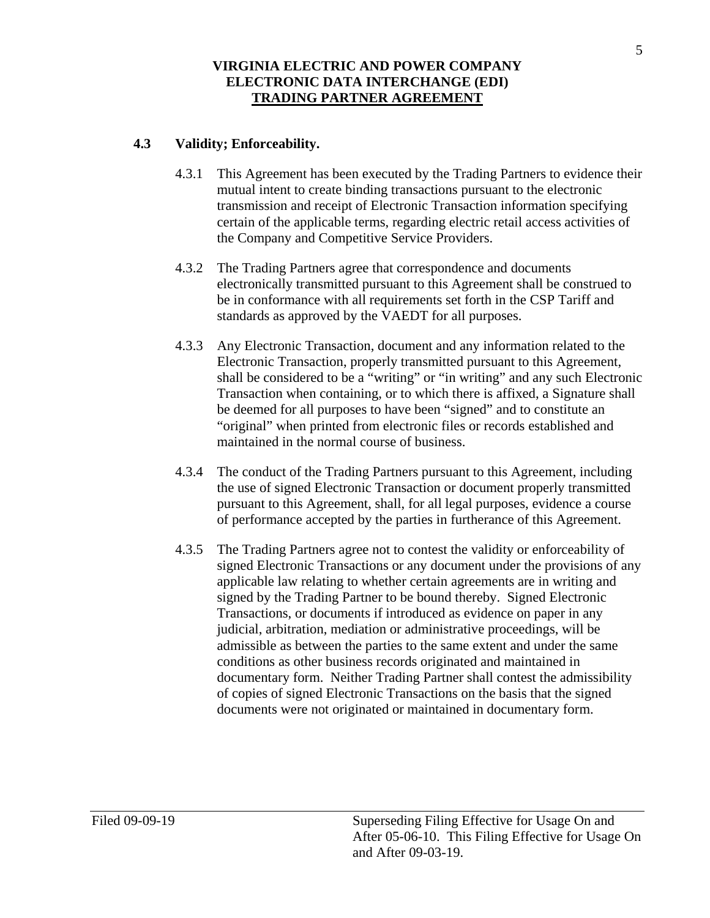### 4.3 Validity; Enforceability.

4.3.1 This Agreement has been executed by the Trading Partners to evidence their mutual intent to create binding transactions pursuant to the electronic transmission and receipt of Electronic Transaction information specifying certain of the applicable terms, regarding electric retail access activities of the Company and Competitive Service Providers.

4.3.2 The Trading Partners agree that correspondence and documents electronically transmitted pursuant to this Agreement shall be construed to be in conformance with all requirements set forth in the CSP Tariff and standards as approved by the VAEDT for all purposes.

4.3.3 Any Electronic Transaction, document and any information related to the Electronic Transaction, properly transmitted pursuant to this Agreement, shall be considered to be a "writing" or "in writing" and any such Electronic Transaction when containing, or to which there is affixed, a Signature shall be deemed for all purposes to have been "signed" and to constitute an "original" when printed from electronic files or records established and maintained in the normal course of business.

4.3.4 The conduct of the Trading Partners pursuant to this Agreement, including the use of signed Electronic Transaction or document properly transmitted pursuant to this Agreement, shall, for all legal purposes, evidence a course of performance accepted by the parties in furtherance of this Agreement.

4.3.5 The Trading Partners agree not to contest the validity or enforceability of signed Electronic Transactions or any document under the provisions of any applicable law relating to whether certain agreements are in writing and signed by the Trading Partner to be bound thereby. Signed Electronic Transactions, or documents if introduced as evidence on paper in any judicial, arbitration, mediation or administrative proceedings, will be admissible as between the parties to the same extent and under the same conditions as other business records originated and maintained in documentary form. Neither Trading Partner shall contest the admissibility of copies of signed Electronic Transactions on the basis that the signed documents were not originated or maintained in documentary form.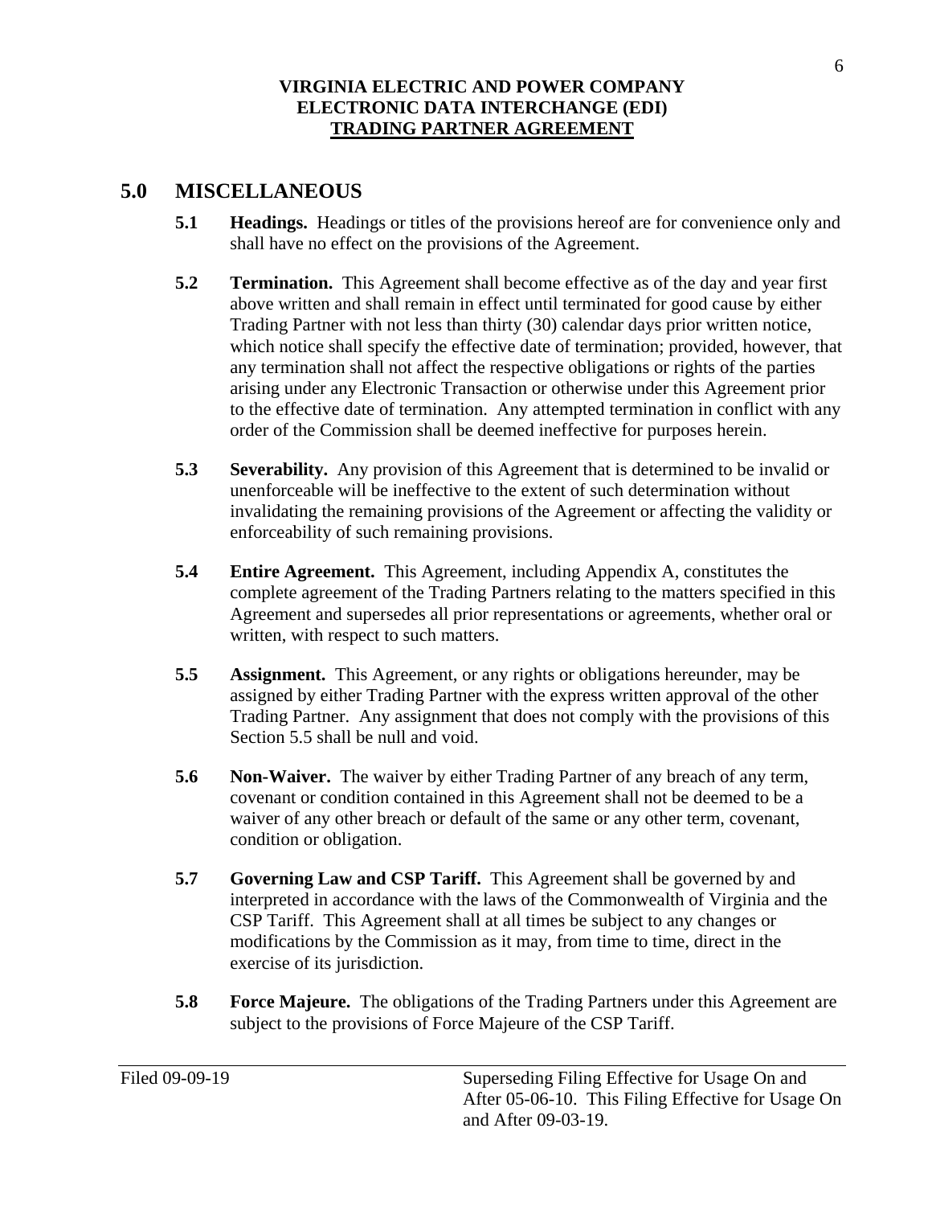## 5.0 MISCELLANEOUS

**5.1 Headings.** Headings or titles of the provisions hereof are for convenience only and shall have no effect on the provisions of the Agreement.

**5.2 Termination.** This Agreement shall become effective as of the day and year first above written and shall remain in effect until terminated for good cause by either Trading Partner with not less than thirty (30) calendar days prior written notice, which notice shall specify the effective date of termination; provided, however, that any termination shall not affect the respective obligations or rights of the parties arising under any Electronic Transaction or otherwise under this Agreement prior to the effective date of termination. Any attempted termination in conflict with any order of the Commission shall be deemed ineffective for purposes herein.

**5.3 Severability.** Any provision of this Agreement that is determined to be invalid or unenforceable will be ineffective to the extent of such determination without invalidating the remaining provisions of the Agreement or affecting the validity or enforceability of such remaining provisions.

**5.4 Entire Agreement.** This Agreement, including Appendix A, constitutes the complete agreement of the Trading Partners relating to the matters specified in this Agreement and supersedes all prior representations or agreements, whether oral or written, with respect to such matters.

**5.5 Assignment.** This Agreement, or any rights or obligations hereunder, may be assigned by either Trading Partner with the express written approval of the other Trading Partner. Any assignment that does not comply with the provisions of this Section 5.5 shall be null and void.

**5.6 Non-Waiver.** The waiver by either Trading Partner of any breach of any term, covenant or condition contained in this Agreement shall not be deemed to be a waiver of any other breach or default of the same or any other term, covenant, condition or obligation.

**5.7 Governing Law and CSP Tariff.** This Agreement shall be governed by and interpreted in accordance with the laws of the Commonwealth of Virginia and the CSP Tariff. This Agreement shall at all times be subject to any changes or modifications by the Commission as it may, from time to time, direct in the exercise of its jurisdiction.

**5.8 Force Majeure.** The obligations of the Trading Partners under this Agreement are subject to the provisions of Force Majeure of the CSP Tariff.

Filed 09-09-19

Superseding Filing Effective for Usage On and After 05-06-10. This Filing Effective for Usage On and After 09-03-19.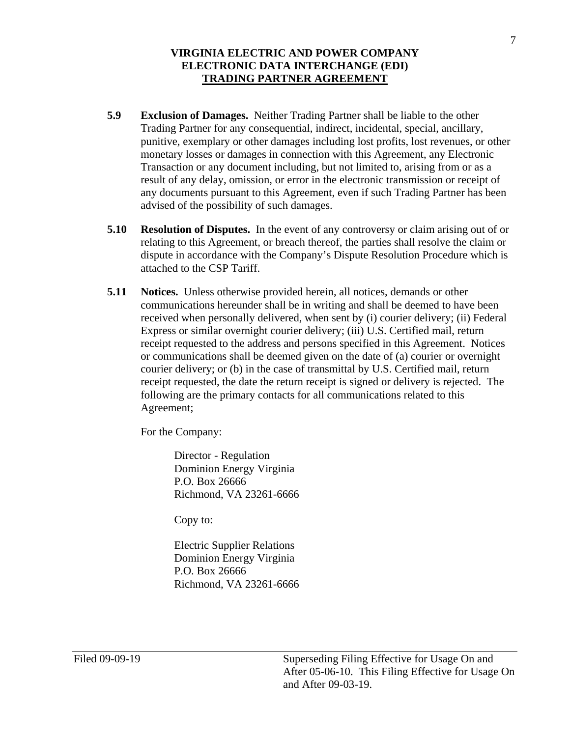**5.9 Exclusion of Damages.** Neither Trading Partner shall be liable to the other Trading Partner for any consequential, indirect, incidental, special, ancillary, punitive, exemplary or other damages including lost profits, lost revenues, or other monetary losses or damages in connection with this Agreement, any Electronic Transaction or any document including, but not limited to, arising from or as a result of any delay, omission, or error in the electronic transmission or receipt of any documents pursuant to this Agreement, even if such Trading Partner has been advised of the possibility of such damages.

**5.10 Resolution of Disputes.** In the event of any controversy or claim arising out of or relating to this Agreement, or breach thereof, the parties shall resolve the claim or dispute in accordance with the Company's Dispute Resolution Procedure which is attached to the CSP Tariff.

**5.11 Notices.** Unless otherwise provided herein, all notices, demands or other communications hereunder shall be in writing and shall be deemed to have been received when personally delivered, when sent by (i) courier delivery; (ii) Federal Express or similar overnight courier delivery; (iii) U.S. Certified mail, return receipt requested to the address and persons specified in this Agreement. Notices or communications shall be deemed given on the date of (a) courier or overnight courier delivery; or (b) in the case of transmittal by U.S. Certified mail, return receipt requested, the date the return receipt is signed or delivery is rejected. The following are the primary contacts for all communications related to this Agreement;

For the Company:

Director - Regulation
Dominion Energy Virginia
P.O. Box 26666
Richmond, VA 23261-6666

Copy to:

Electric Supplier Relations
Dominion Energy Virginia
P.O. Box 26666
Richmond, VA 23261-6666

Filed 09-09-19

Superseding Filing Effective for Usage On and After 05-06-10. This Filing Effective for Usage On and After 09-03-19.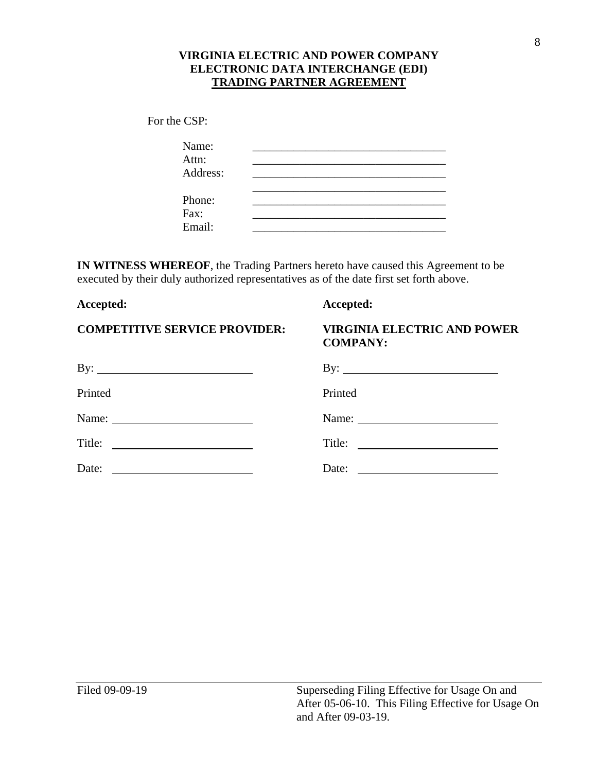For the CSP:

Name: ________________________________
Attn: ________________________________
Address: ________________________________
________________________________
Phone: ________________________________
Fax: ________________________________
Email: ________________________________

**IN WITNESS WHEREOF**, the Trading Partners hereto have caused this Agreement to be executed by their duly authorized representatives as of the date first set forth above.

| | |
|---|---|
| **Accepted:** | **Accepted:** |
| **COMPETITIVE SERVICE PROVIDER:** | **VIRGINIA ELECTRIC AND POWER COMPANY:** |
| By: ______________________ | By: ______________________ |
| Printed | Printed |
| Name: ______________________ | Name: ______________________ |
| Title: ______________________ | Title: ______________________ |
| Date: ______________________ | Date: ______________________ |

Filed 09-09-19

Superseding Filing Effective for Usage On and After 05-06-10. This Filing Effective for Usage On and After 09-03-19.